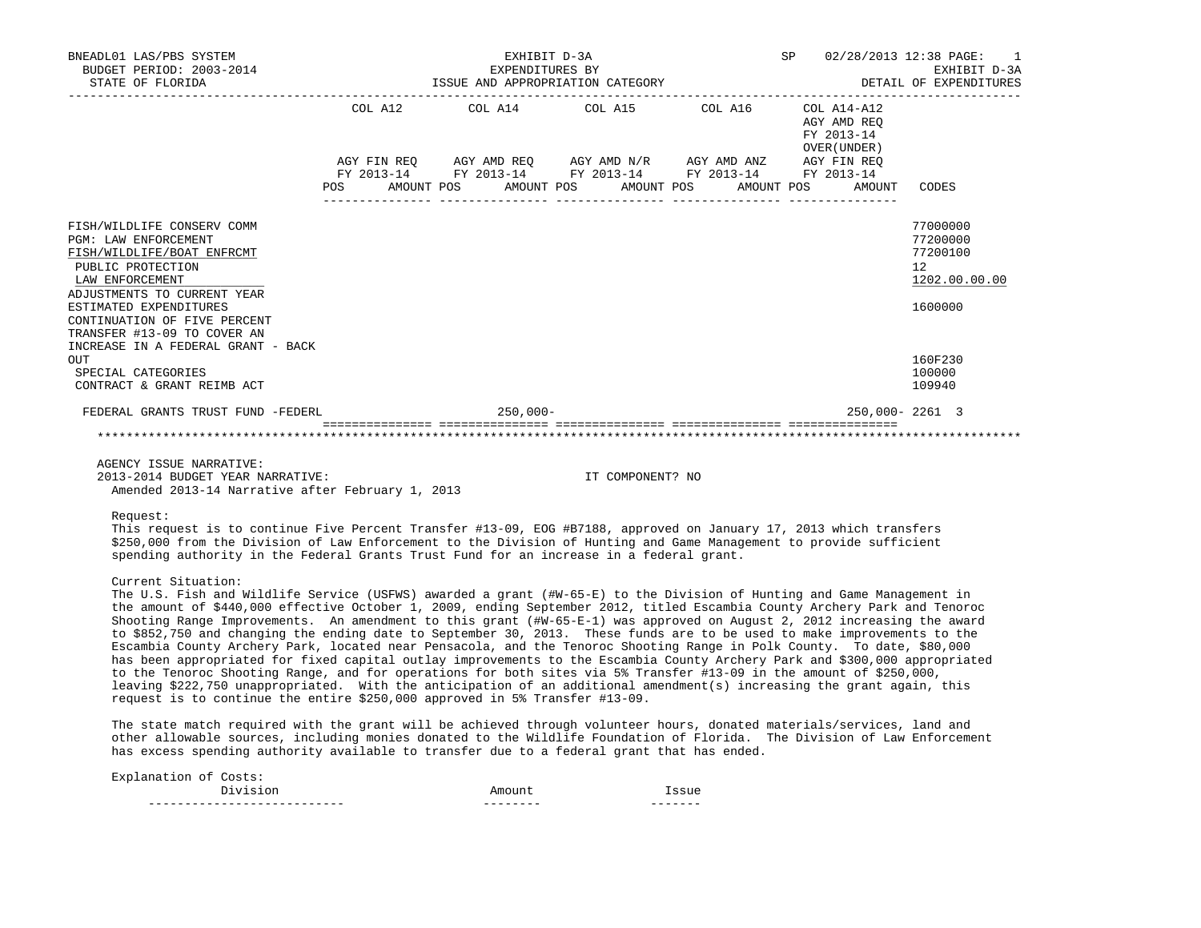BNEADL01 LAS/PBS SYSTEM
BUDGET PERIOD: 2003-2014
STATE OF FLORIDA

EXHIBIT D-3A
EXPENDITURES BY
ISSUE AND APPROPRIATION CATEGORY

SP 02/28/2013 12:38 PAGE: 1
EXHIBIT D-3A
DETAIL OF EXPENDITURES

| | COL A12 AGY FIN REQ FY 2013-14 POS AMOUNT | COL A14 AGY AMD REQ FY 2013-14 POS AMOUNT | COL A15 AGY AMD N/R FY 2013-14 POS AMOUNT | COL A16 AGY AMD ANZ FY 2013-14 POS AMOUNT | COL A14-A12 AGY AMD REQ FY 2013-14 OVER(UNDER) AGY FIN REQ FY 2013-14 POS AMOUNT | CODES |
|---|---|---|---|---|---|---|
| FISH/WILDLIFE CONSERV COMM | | | | | | 77000000 |
| PGM: LAW ENFORCEMENT | | | | | | 77200000 |
| FISH/WILDLIFE/BOAT ENFRCMT | | | | | | 77200100 |
| PUBLIC PROTECTION | | | | | | 12 |
| LAW ENFORCEMENT | | | | | | 1202.00.00.00 |
| ADJUSTMENTS TO CURRENT YEAR ESTIMATED EXPENDITURES | | | | | | 1600000 |
| CONTINUATION OF FIVE PERCENT TRANSFER #13-09 TO COVER AN INCREASE IN A FEDERAL GRANT - BACK OUT | | | | | | 160F230 |
| SPECIAL CATEGORIES | | | | | | 100000 |
| CONTRACT & GRANT REIMB ACT | | | | | | 109940 |
| FEDERAL GRANTS TRUST FUND -FEDERL | | 250,000- | | | 250,000- | 2261 3 |

AGENCY ISSUE NARRATIVE:
2013-2014 BUDGET YEAR NARRATIVE: IT COMPONENT? NO
Amended 2013-14 Narrative after February 1, 2013

Request:
This request is to continue Five Percent Transfer #13-09, EOG #B7188, approved on January 17, 2013 which transfers $250,000 from the Division of Law Enforcement to the Division of Hunting and Game Management to provide sufficient spending authority in the Federal Grants Trust Fund for an increase in a federal grant.

Current Situation:
The U.S. Fish and Wildlife Service (USFWS) awarded a grant (#W-65-E) to the Division of Hunting and Game Management in the amount of $440,000 effective October 1, 2009, ending September 2012, titled Escambia County Archery Park and Tenoroc Shooting Range Improvements. An amendment to this grant (#W-65-E-1) was approved on August 2, 2012 increasing the award to $852,750 and changing the ending date to September 30, 2013. These funds are to be used to make improvements to the Escambia County Archery Park, located near Pensacola, and the Tenoroc Shooting Range in Polk County. To date, $80,000 has been appropriated for fixed capital outlay improvements to the Escambia County Archery Park and $300,000 appropriated to the Tenoroc Shooting Range, and for operations for both sites via 5% Transfer #13-09 in the amount of $250,000, leaving $222,750 unappropriated. With the anticipation of an additional amendment(s) increasing the grant again, this request is to continue the entire $250,000 approved in 5% Transfer #13-09.

The state match required with the grant will be achieved through volunteer hours, donated materials/services, land and other allowable sources, including monies donated to the Wildlife Foundation of Florida. The Division of Law Enforcement has excess spending authority available to transfer due to a federal grant that has ended.

Explanation of Costs:

| Division | Amount | Issue |
|---|---|---|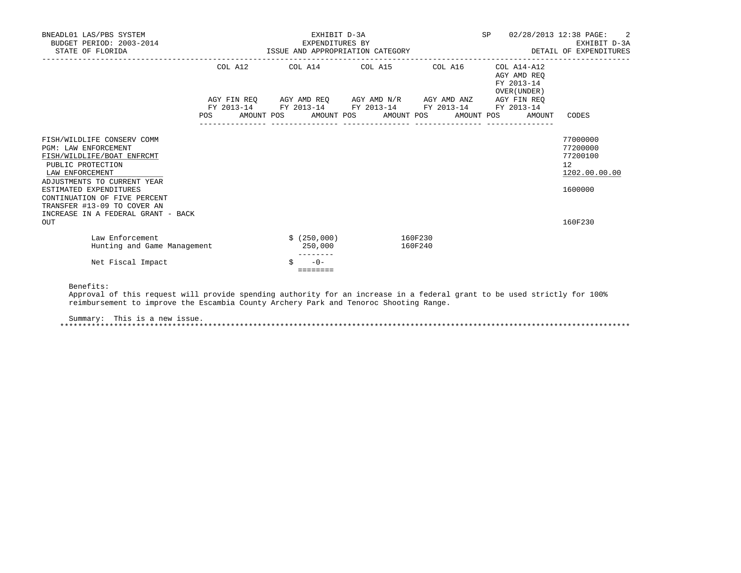BNEADL01 LAS/PBS SYSTEM | EXHIBIT D-3A | SP 02/28/2013 12:38

BUDGET PERIOD: 2003-2014 | EXPENDITURES BY | EXHIBIT D-3A

STATE OF FLORIDA | ISSUE AND APPROPRIATION CATEGORY | DETAIL OF EXPENDITURES

| | COL A12 | COL A14 | COL A15 | COL A16 | COL A14-A12 AGY AMD REQ FY 2013-14 OVER(UNDER) | |
|---|---|---|---|---|---|---|
| | AGY FIN REQ FY 2013-14 | AGY AMD REQ FY 2013-14 | AGY AMD N/R FY 2013-14 | AGY AMD ANZ FY 2013-14 | AGY FIN REQ FY 2013-14 | |
| | POS AMOUNT | POS AMOUNT | POS AMOUNT | POS AMOUNT | POS AMOUNT | CODES |
| FISH/WILDLIFE CONSERV COMM | | | | | | 77000000 |
| PGM: LAW ENFORCEMENT | | | | | | 77200000 |
| FISH/WILDLIFE/BOAT ENFRCMT | | | | | | 77200100 |
| PUBLIC PROTECTION | | | | | | 12 |
| LAW ENFORCEMENT | | | | | | 1202.00.00.00 |
| ADJUSTMENTS TO CURRENT YEAR ESTIMATED EXPENDITURES | | | | | | 1600000 |
| CONTINUATION OF FIVE PERCENT TRANSFER #13-09 TO COVER AN INCREASE IN A FEDERAL GRANT - BACK OUT | | | | | | 160F230 |

| | | |
|---|---|---|
| Law Enforcement | $ (250,000) | 160F230 |
| Hunting and Game Management | 250,000 | 160F240 |
| Net Fiscal Impact | $ -0- | |

Benefits:
Approval of this request will provide spending authority for an increase in a federal grant to be used strictly for 100% reimbursement to improve the Escambia County Archery Park and Tenoroc Shooting Range.

Summary: This is a new issue.

*****************************************************************************************************************************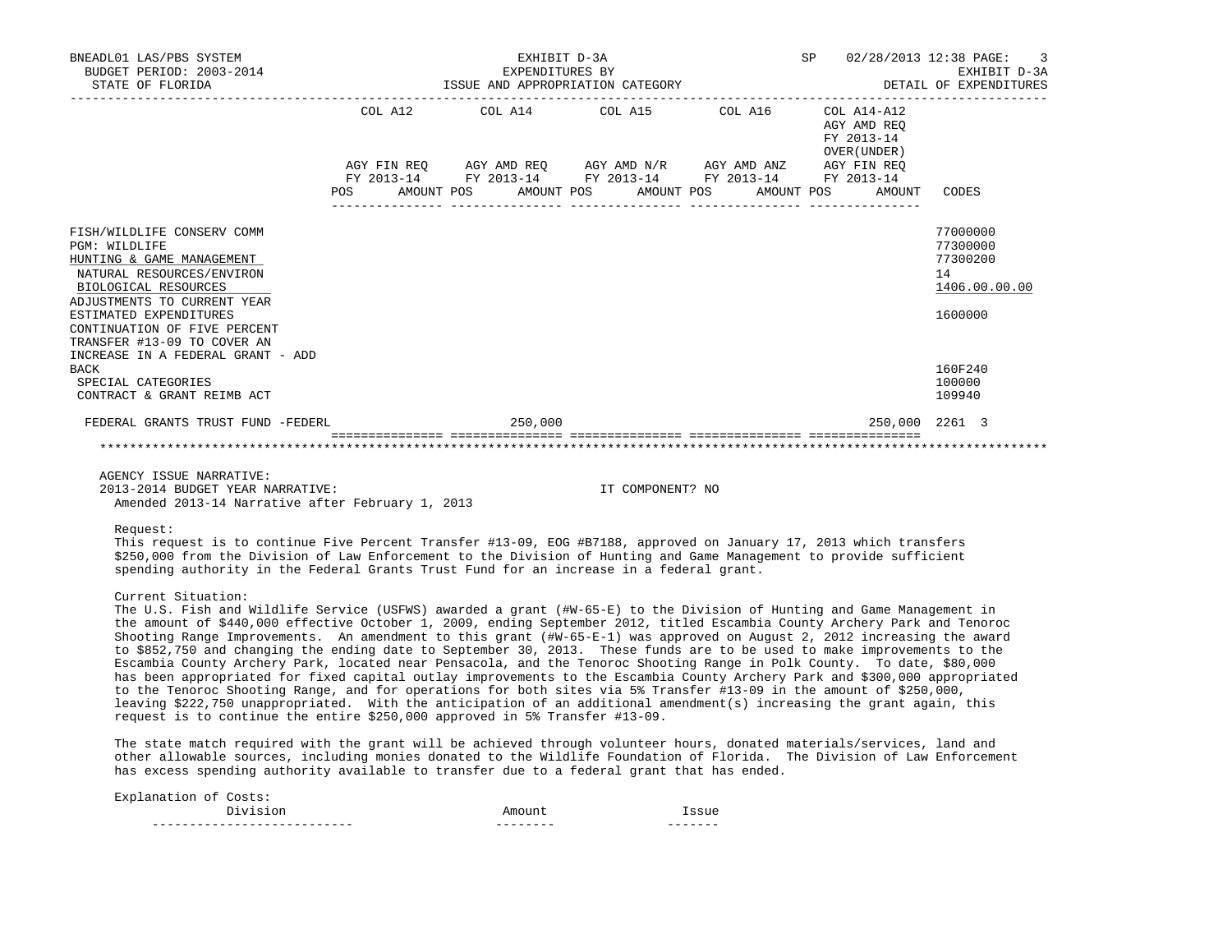BNEADL01 LAS/PBS SYSTEM | EXHIBIT D-3A | SP 02/28/2013 12:38
BUDGET PERIOD: 2003-2014 | EXPENDITURES BY | EXHIBIT D-3A
STATE OF FLORIDA | ISSUE AND APPROPRIATION CATEGORY | DETAIL OF EXPENDITURES

| | COL A12 AGY FIN REQ FY 2013-14 POS AMOUNT | COL A14 AGY AMD REQ FY 2013-14 POS AMOUNT | COL A15 AGY AMD N/R FY 2013-14 POS AMOUNT | COL A16 AGY AMD ANZ FY 2013-14 POS AMOUNT | COL A14-A12 AGY AMD REQ FY 2013-14 OVER(UNDER) AGY FIN REQ FY 2013-14 POS AMOUNT | CODES |
|---|---|---|---|---|---|---|
| FISH/WILDLIFE CONSERV COMM | | | | | | 77000000 |
| PGM: WILDLIFE | | | | | | 77300000 |
| HUNTING & GAME MANAGEMENT | | | | | | 77300200 |
| NATURAL RESOURCES/ENVIRON | | | | | | 14 |
| BIOLOGICAL RESOURCES | | | | | | 1406.00.00.00 |
| ADJUSTMENTS TO CURRENT YEAR ESTIMATED EXPENDITURES | | | | | | 1600000 |
| CONTINUATION OF FIVE PERCENT TRANSFER #13-09 TO COVER AN INCREASE IN A FEDERAL GRANT - ADD BACK | | | | | | 160F240 |
| SPECIAL CATEGORIES | | | | | | 100000 |
| CONTRACT & GRANT REIMB ACT | | | | | | 109940 |
| FEDERAL GRANTS TRUST FUND -FEDERL | | 250,000 | | | 250,000 | 2261 3 |

AGENCY ISSUE NARRATIVE:
2013-2014 BUDGET YEAR NARRATIVE: IT COMPONENT? NO
Amended 2013-14 Narrative after February 1, 2013

Request:
This request is to continue Five Percent Transfer #13-09, EOG #B7188, approved on January 17, 2013 which transfers $250,000 from the Division of Law Enforcement to the Division of Hunting and Game Management to provide sufficient spending authority in the Federal Grants Trust Fund for an increase in a federal grant.

Current Situation:
The U.S. Fish and Wildlife Service (USFWS) awarded a grant (#W-65-E) to the Division of Hunting and Game Management in the amount of $440,000 effective October 1, 2009, ending September 2012, titled Escambia County Archery Park and Tenoroc Shooting Range Improvements. An amendment to this grant (#W-65-E-1) was approved on August 2, 2012 increasing the award to $852,750 and changing the ending date to September 30, 2013. These funds are to be used to make improvements to the Escambia County Archery Park, located near Pensacola, and the Tenoroc Shooting Range in Polk County. To date, $80,000 has been appropriated for fixed capital outlay improvements to the Escambia County Archery Park and $300,000 appropriated to the Tenoroc Shooting Range, and for operations for both sites via 5% Transfer #13-09 in the amount of $250,000, leaving $222,750 unappropriated. With the anticipation of an additional amendment(s) increasing the grant again, this request is to continue the entire $250,000 approved in 5% Transfer #13-09.

The state match required with the grant will be achieved through volunteer hours, donated materials/services, land and other allowable sources, including monies donated to the Wildlife Foundation of Florida. The Division of Law Enforcement has excess spending authority available to transfer due to a federal grant that has ended.

Explanation of Costs:

| Division | Amount | Issue |
|---|---|---|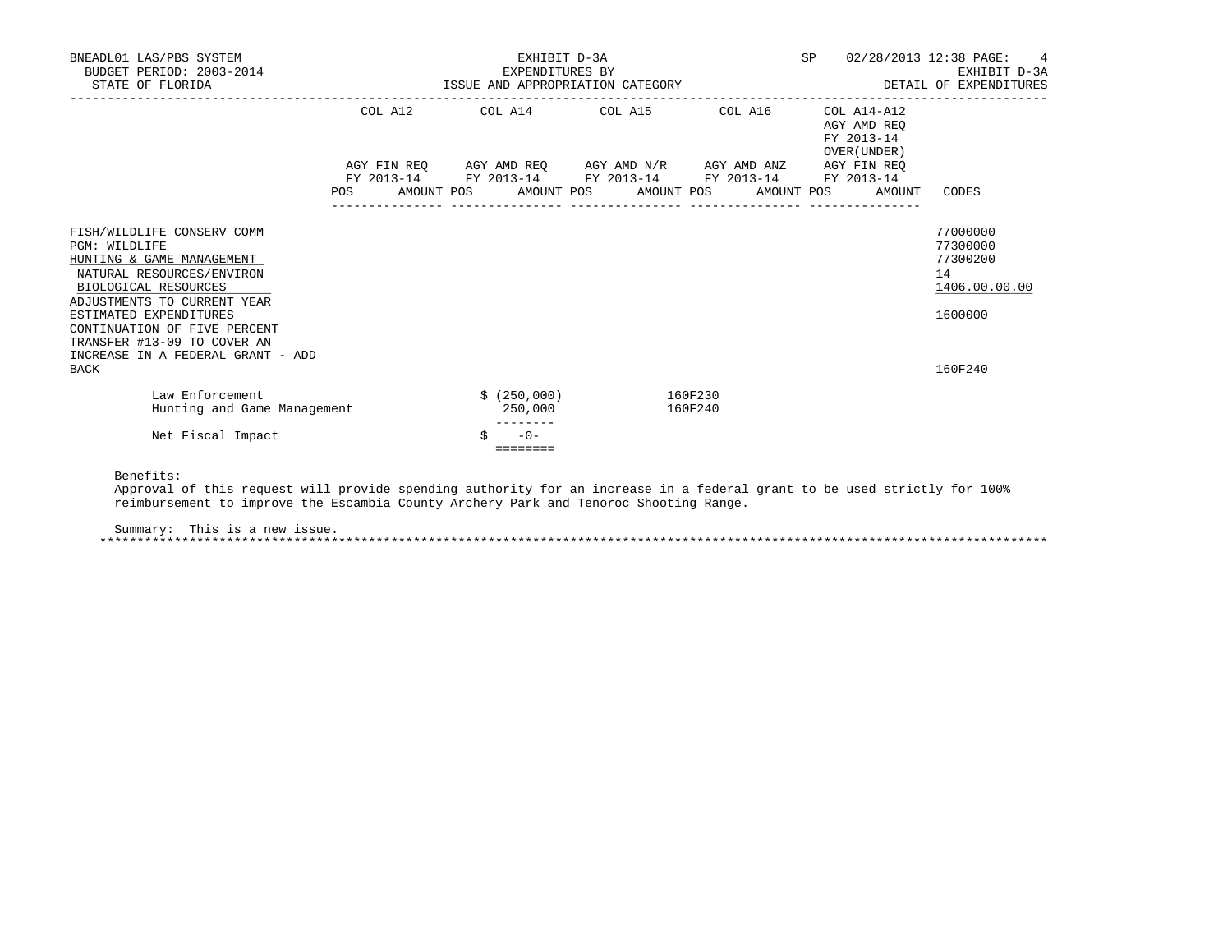BNEADL01 LAS/PBS SYSTEM
BUDGET PERIOD: 2003-2014
STATE OF FLORIDA

EXHIBIT D-3A
EXPENDITURES BY
ISSUE AND APPROPRIATION CATEGORY

SP 02/28/2013 12:38
EXHIBIT D-3A
DETAIL OF EXPENDITURES

| | COL A12 AGY FIN REQ FY 2013-14 POS AMOUNT | COL A14 AGY AMD REQ FY 2013-14 POS AMOUNT | COL A15 AGY AMD N/R FY 2013-14 POS AMOUNT | COL A16 AGY AMD ANZ FY 2013-14 POS AMOUNT | COL A14-A12 AGY AMD REQ FY 2013-14 OVER(UNDER) AGY FIN REQ FY 2013-14 POS AMOUNT | CODES |
|---|---|---|---|---|---|---|
| FISH/WILDLIFE CONSERV COMM | | | | | | 77000000 |
| PGM: WILDLIFE | | | | | | 77300000 |
| HUNTING & GAME MANAGEMENT | | | | | | 77300200 |
| NATURAL RESOURCES/ENVIRON | | | | | | 14 |
| BIOLOGICAL RESOURCES | | | | | | 1406.00.00.00 |
| ADJUSTMENTS TO CURRENT YEAR ESTIMATED EXPENDITURES | | | | | | 1600000 |
| CONTINUATION OF FIVE PERCENT TRANSFER #13-09 TO COVER AN INCREASE IN A FEDERAL GRANT - ADD BACK | | | | | | 160F240 |

| | | |
|---|---|---|
| Law Enforcement | $ (250,000) | 160F230 |
| Hunting and Game Management | 250,000 | 160F240 |
| Net Fiscal Impact | $ -0- | |

Benefits:
Approval of this request will provide spending authority for an increase in a federal grant to be used strictly for 100% reimbursement to improve the Escambia County Archery Park and Tenoroc Shooting Range.

Summary: This is a new issue.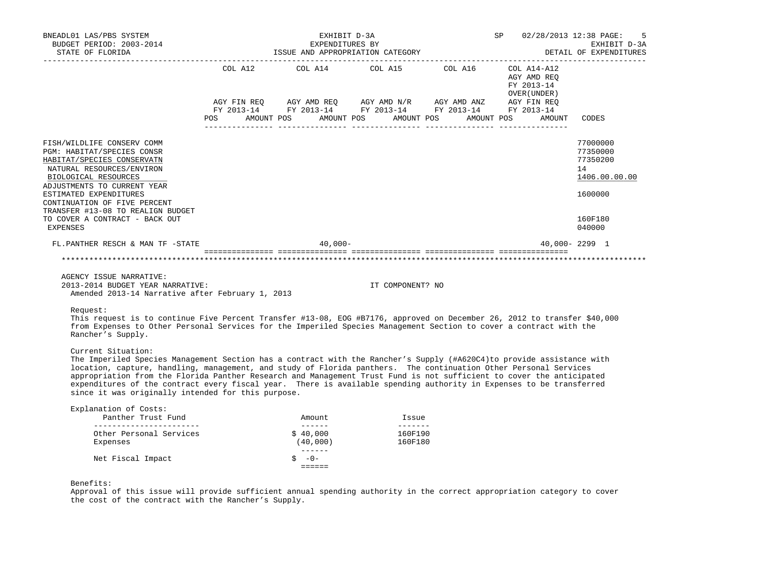BNEADL01 LAS/PBS SYSTEM
BUDGET PERIOD: 2003-2014
STATE OF FLORIDA

EXHIBIT D-3A
EXPENDITURES BY
ISSUE AND APPROPRIATION CATEGORY

SP 02/28/2013 12:38
EXHIBIT D-3A
DETAIL OF EXPENDITURES

| | COL A12 AGY FIN REQ FY 2013-14 POS AMOUNT | COL A14 AGY AMD REQ FY 2013-14 POS AMOUNT | COL A15 AGY AMD N/R FY 2013-14 POS AMOUNT | COL A16 AGY AMD ANZ FY 2013-14 POS AMOUNT | COL A14-A12 AGY AMD REQ FY 2013-14 OVER(UNDER) AGY FIN REQ FY 2013-14 POS AMOUNT | CODES |
|---|---|---|---|---|---|---|
| FISH/WILDLIFE CONSERV COMM | | | | | | 77000000 |
| PGM: HABITAT/SPECIES CONSR | | | | | | 77350000 |
| HABITAT/SPECIES CONSERVATN | | | | | | 77350200 |
| NATURAL RESOURCES/ENVIRON | | | | | | 14 |
| BIOLOGICAL RESOURCES | | | | | | 1406.00.00.00 |
| ADJUSTMENTS TO CURRENT YEAR ESTIMATED EXPENDITURES | | | | | | 1600000 |
| CONTINUATION OF FIVE PERCENT TRANSFER #13-08 TO REALIGN BUDGET TO COVER A CONTRACT - BACK OUT | | | | | | 160F180 |
| EXPENSES | | | | | | 040000 |
| FL.PANTHER RESCH & MAN TF -STATE | | 40,000- | | | 40,000- | 2299 1 |

AGENCY ISSUE NARRATIVE:
2013-2014 BUDGET YEAR NARRATIVE: IT COMPONENT? NO
Amended 2013-14 Narrative after February 1, 2013

Request:
This request is to continue Five Percent Transfer #13-08, EOG #B7176, approved on December 26, 2012 to transfer $40,000 from Expenses to Other Personal Services for the Imperiled Species Management Section to cover a contract with the Rancher's Supply.

Current Situation:
The Imperiled Species Management Section has a contract with the Rancher's Supply (#A620C4)to provide assistance with location, capture, handling, management, and study of Florida panthers. The continuation Other Personal Services appropriation from the Florida Panther Research and Management Trust Fund is not sufficient to cover the anticipated expenditures of the contract every fiscal year. There is available spending authority in Expenses to be transferred since it was originally intended for this purpose.

Explanation of Costs:

| Panther Trust Fund | Amount | Issue |
|---|---|---|
| Other Personal Services | $ 40,000 | 160F190 |
| Expenses | (40,000) | 160F180 |
| Net Fiscal Impact | $ -0- | |

Benefits:
Approval of this issue will provide sufficient annual spending authority in the correct appropriation category to cover the cost of the contract with the Rancher's Supply.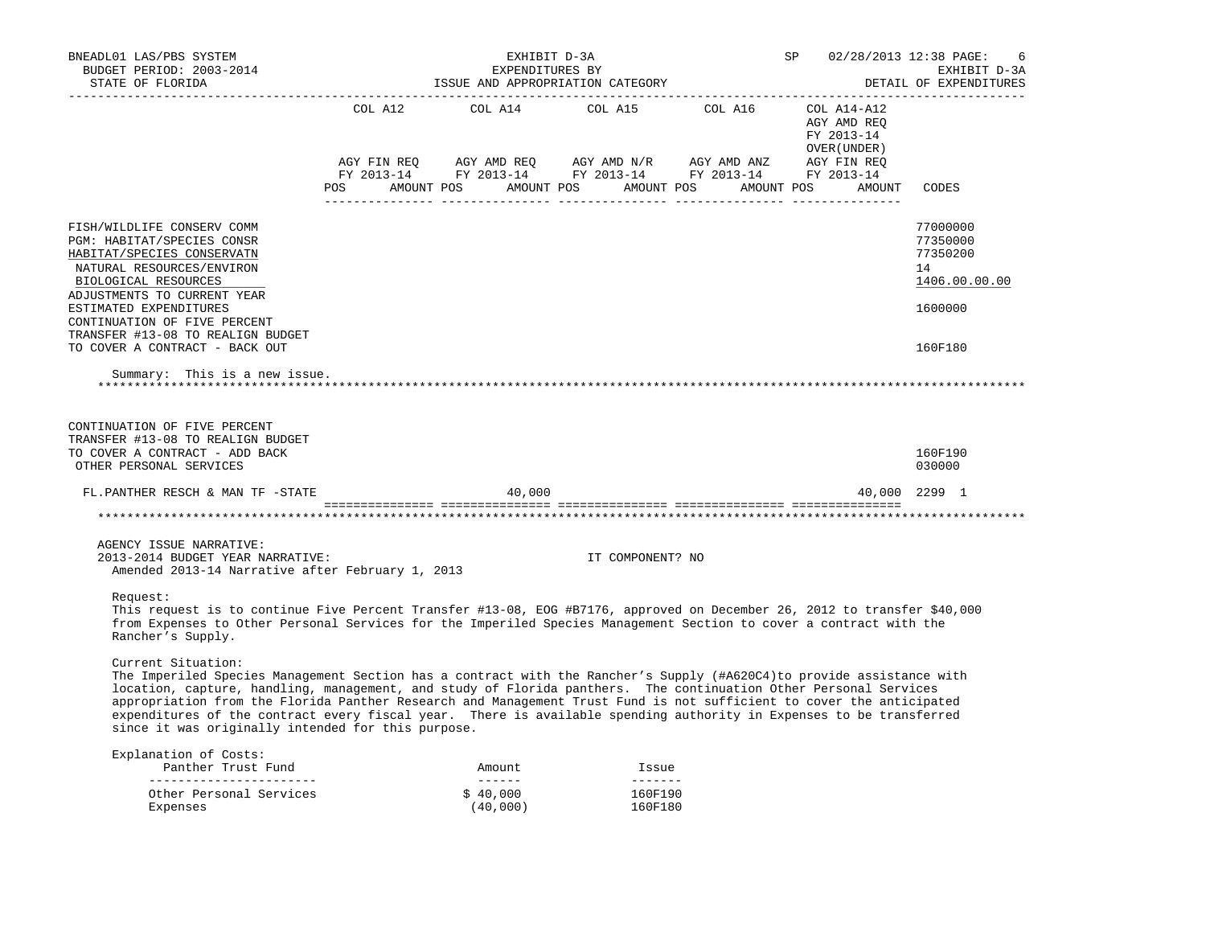BNEADL01 LAS/PBS SYSTEM
BUDGET PERIOD: 2003-2014
STATE OF FLORIDA

EXHIBIT D-3A
EXPENDITURES BY
ISSUE AND APPROPRIATION CATEGORY

SP 02/28/2013 12:38
EXHIBIT D-3A
DETAIL OF EXPENDITURES

| | COL A12 AGY FIN REQ FY 2013-14 POS AMOUNT | COL A14 AGY AMD REQ FY 2013-14 POS AMOUNT | COL A15 AGY AMD N/R FY 2013-14 POS AMOUNT | COL A16 AGY AMD ANZ FY 2013-14 POS AMOUNT | COL A14-A12 AGY AMD REQ FY 2013-14 OVER(UNDER) AGY FIN REQ FY 2013-14 POS AMOUNT | CODES |
|---|---|---|---|---|---|---|
| FISH/WILDLIFE CONSERV COMM | | | | | | 77000000 |
| PGM: HABITAT/SPECIES CONSR | | | | | | 77350000 |
| HABITAT/SPECIES CONSERVATN | | | | | | 77350200 |
| NATURAL RESOURCES/ENVIRON | | | | | | 14 |
| BIOLOGICAL RESOURCES | | | | | | 1406.00.00.00 |
| ADJUSTMENTS TO CURRENT YEAR ESTIMATED EXPENDITURES | | | | | | 1600000 |
| CONTINUATION OF FIVE PERCENT TRANSFER #13-08 TO REALIGN BUDGET TO COVER A CONTRACT - BACK OUT | | | | | | 160F180 |

Summary: This is a new issue.

*******************************************************************************************************************

| | COL A12 | COL A14 | COL A15 | COL A16 | COL A14-A12 | CODES |
|---|---|---|---|---|---|---|
| CONTINUATION OF FIVE PERCENT TRANSFER #13-08 TO REALIGN BUDGET TO COVER A CONTRACT - ADD BACK | | | | | | 160F190 |
| OTHER PERSONAL SERVICES | | | | | | 030000 |
| FL.PANTHER RESCH & MAN TF -STATE | | 40,000 | | | 40,000 | 2299 1 |

*******************************************************************************************************************

AGENCY ISSUE NARRATIVE:
2013-2014 BUDGET YEAR NARRATIVE: IT COMPONENT? NO
Amended 2013-14 Narrative after February 1, 2013

Request:
This request is to continue Five Percent Transfer #13-08, EOG #B7176, approved on December 26, 2012 to transfer $40,000 from Expenses to Other Personal Services for the Imperiled Species Management Section to cover a contract with the Rancher's Supply.

Current Situation:
The Imperiled Species Management Section has a contract with the Rancher's Supply (#A620C4)to provide assistance with location, capture, handling, management, and study of Florida panthers. The continuation Other Personal Services appropriation from the Florida Panther Research and Management Trust Fund is not sufficient to cover the anticipated expenditures of the contract every fiscal year. There is available spending authority in Expenses to be transferred since it was originally intended for this purpose.

Explanation of Costs:

| Panther Trust Fund | Amount | Issue |
|---|---|---|
| Other Personal Services | $ 40,000 | 160F190 |
| Expenses | (40,000) | 160F180 |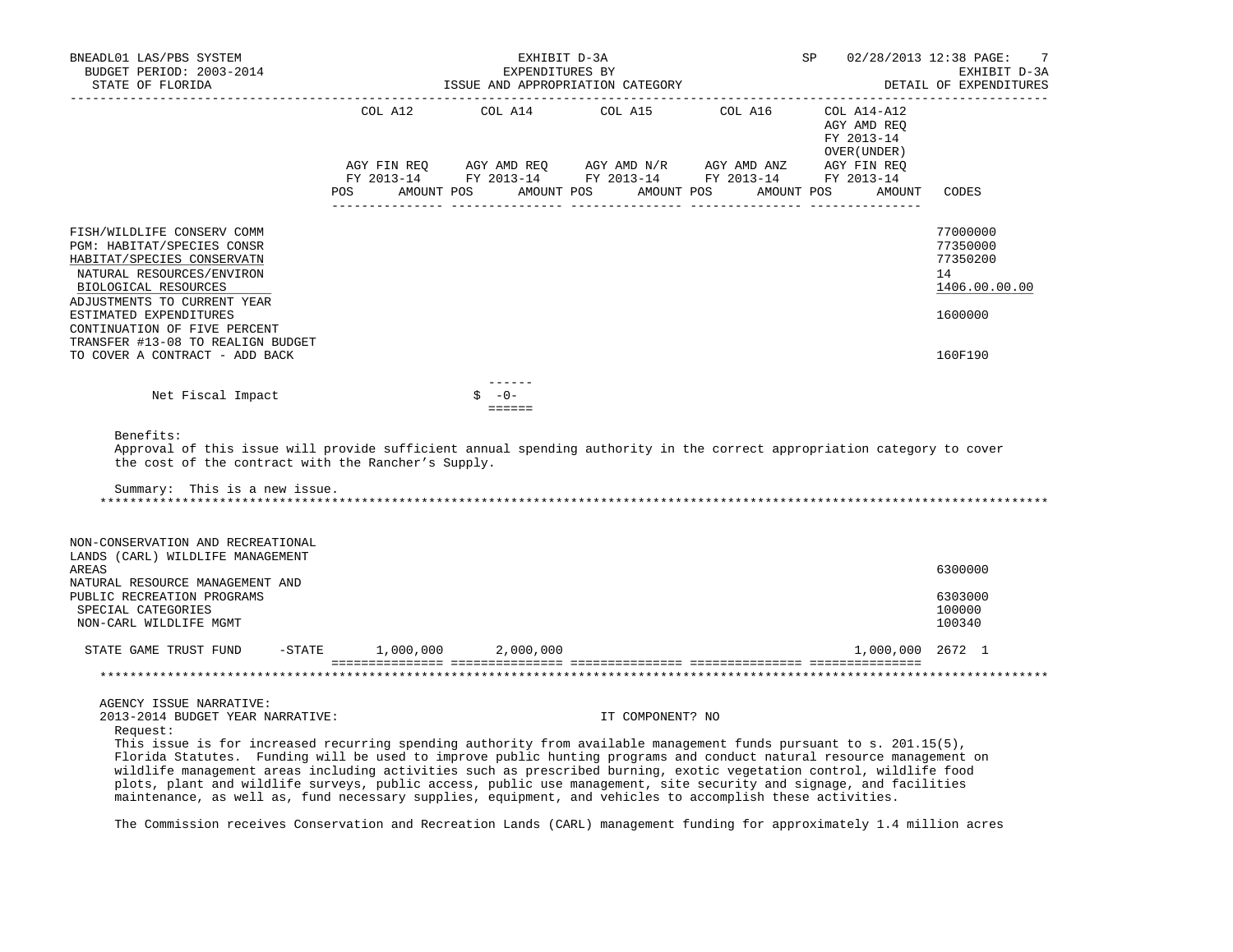| | COL A12 | COL A14 | COL A15 | COL A16 | COL A14-A12 | |
|---|---|---|---|---|---|---|
| | | | | | AGY AMD REQ FY 2013-14 OVER(UNDER) | |
| | AGY FIN REQ FY 2013-14 | AGY AMD REQ FY 2013-14 | AGY AMD N/R FY 2013-14 | AGY AMD ANZ FY 2013-14 | AGY FIN REQ FY 2013-14 | |
| | POS AMOUNT | POS AMOUNT | POS AMOUNT | POS AMOUNT | POS AMOUNT | CODES |
| FISH/WILDLIFE CONSERV COMM | | | | | | 77000000 |
| PGM: HABITAT/SPECIES CONSR | | | | | | 77350000 |
| HABITAT/SPECIES CONSERVATN | | | | | | 77350200 |
| NATURAL RESOURCES/ENVIRON | | | | | | 14 |
| BIOLOGICAL RESOURCES | | | | | | 1406.00.00.00 |
| ADJUSTMENTS TO CURRENT YEAR ESTIMATED EXPENDITURES | | | | | | 1600000 |
| CONTINUATION OF FIVE PERCENT TRANSFER #13-08 TO REALIGN BUDGET TO COVER A CONTRACT - ADD BACK | | | | | | 160F190 |

Net Fiscal Impact $ -0-

Benefits:
Approval of this issue will provide sufficient annual spending authority in the correct appropriation category to cover the cost of the contract with the Rancher's Supply.

Summary: This is a new issue.

***

| | COL A12 | COL A14 | COL A15 | COL A16 | COL A14-A12 | CODES |
|---|---|---|---|---|---|---|
| NON-CONSERVATION AND RECREATIONAL LANDS (CARL) WILDLIFE MANAGEMENT AREAS | | | | | | 6300000 |
| NATURAL RESOURCE MANAGEMENT AND PUBLIC RECREATION PROGRAMS | | | | | | 6303000 |
| SPECIAL CATEGORIES | | | | | | 100000 |
| NON-CARL WILDLIFE MGMT | | | | | | 100340 |
| STATE GAME TRUST FUND -STATE | 1,000,000 | 2,000,000 | | | 1,000,000 | 2672 1 |

***

AGENCY ISSUE NARRATIVE:
2013-2014 BUDGET YEAR NARRATIVE: IT COMPONENT? NO

Request:
This issue is for increased recurring spending authority from available management funds pursuant to s. 201.15(5), Florida Statutes. Funding will be used to improve public hunting programs and conduct natural resource management on wildlife management areas including activities such as prescribed burning, exotic vegetation control, wildlife food plots, plant and wildlife surveys, public access, public use management, site security and signage, and facilities maintenance, as well as, fund necessary supplies, equipment, and vehicles to accomplish these activities.

The Commission receives Conservation and Recreation Lands (CARL) management funding for approximately 1.4 million acres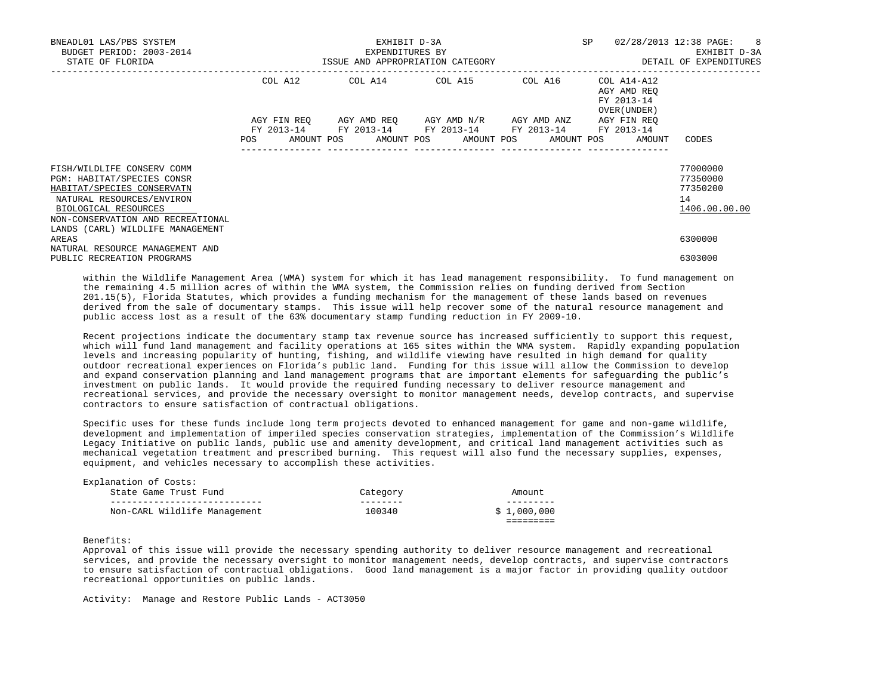BNEADL01 LAS/PBS SYSTEM | EXHIBIT D-3A | SP 02/28/2013 12:38
BUDGET PERIOD: 2003-2014 | EXPENDITURES BY | EXHIBIT D-3A
STATE OF FLORIDA | ISSUE AND APPROPRIATION CATEGORY | DETAIL OF EXPENDITURES

| | COL A12 AGY FIN REQ FY 2013-14 POS AMOUNT | COL A14 AGY AMD REQ FY 2013-14 POS AMOUNT | COL A15 AGY AMD N/R FY 2013-14 POS AMOUNT | COL A16 AGY AMD ANZ FY 2013-14 POS AMOUNT | COL A14-A12 AGY AMD REQ FY 2013-14 OVER(UNDER) AGY FIN REQ FY 2013-14 POS AMOUNT | CODES |
|---|---|---|---|---|---|---|
| FISH/WILDLIFE CONSERV COMM | | | | | | 77000000 |
| PGM: HABITAT/SPECIES CONSR | | | | | | 77350000 |
| HABITAT/SPECIES CONSERVATN | | | | | | 77350200 |
| NATURAL RESOURCES/ENVIRON | | | | | | 14 |
| BIOLOGICAL RESOURCES | | | | | | 1406.00.00.00 |
| NON-CONSERVATION AND RECREATIONAL LANDS (CARL) WILDLIFE MANAGEMENT AREAS | | | | | | 6300000 |
| NATURAL RESOURCE MANAGEMENT AND PUBLIC RECREATION PROGRAMS | | | | | | 6303000 |

within the Wildlife Management Area (WMA) system for which it has lead management responsibility. To fund management on the remaining 4.5 million acres of within the WMA system, the Commission relies on funding derived from Section 201.15(5), Florida Statutes, which provides a funding mechanism for the management of these lands based on revenues derived from the sale of documentary stamps. This issue will help recover some of the natural resource management and public access lost as a result of the 63% documentary stamp funding reduction in FY 2009-10.

Recent projections indicate the documentary stamp tax revenue source has increased sufficiently to support this request, which will fund land management and facility operations at 165 sites within the WMA system. Rapidly expanding population levels and increasing popularity of hunting, fishing, and wildlife viewing have resulted in high demand for quality outdoor recreational experiences on Florida's public land. Funding for this issue will allow the Commission to develop and expand conservation planning and land management programs that are important elements for safeguarding the public's investment on public lands. It would provide the required funding necessary to deliver resource management and recreational services, and provide the necessary oversight to monitor management needs, develop contracts, and supervise contractors to ensure satisfaction of contractual obligations.

Specific uses for these funds include long term projects devoted to enhanced management for game and non-game wildlife, development and implementation of imperiled species conservation strategies, implementation of the Commission's Wildlife Legacy Initiative on public lands, public use and amenity development, and critical land management activities such as mechanical vegetation treatment and prescribed burning. This request will also fund the necessary supplies, expenses, equipment, and vehicles necessary to accomplish these activities.

Explanation of Costs:

| State Game Trust Fund | Category | Amount |
|---|---|---|
| Non-CARL Wildlife Management | 100340 | $ 1,000,000 |

Benefits:
Approval of this issue will provide the necessary spending authority to deliver resource management and recreational services, and provide the necessary oversight to monitor management needs, develop contracts, and supervise contractors to ensure satisfaction of contractual obligations. Good land management is a major factor in providing quality outdoor recreational opportunities on public lands.

Activity: Manage and Restore Public Lands - ACT3050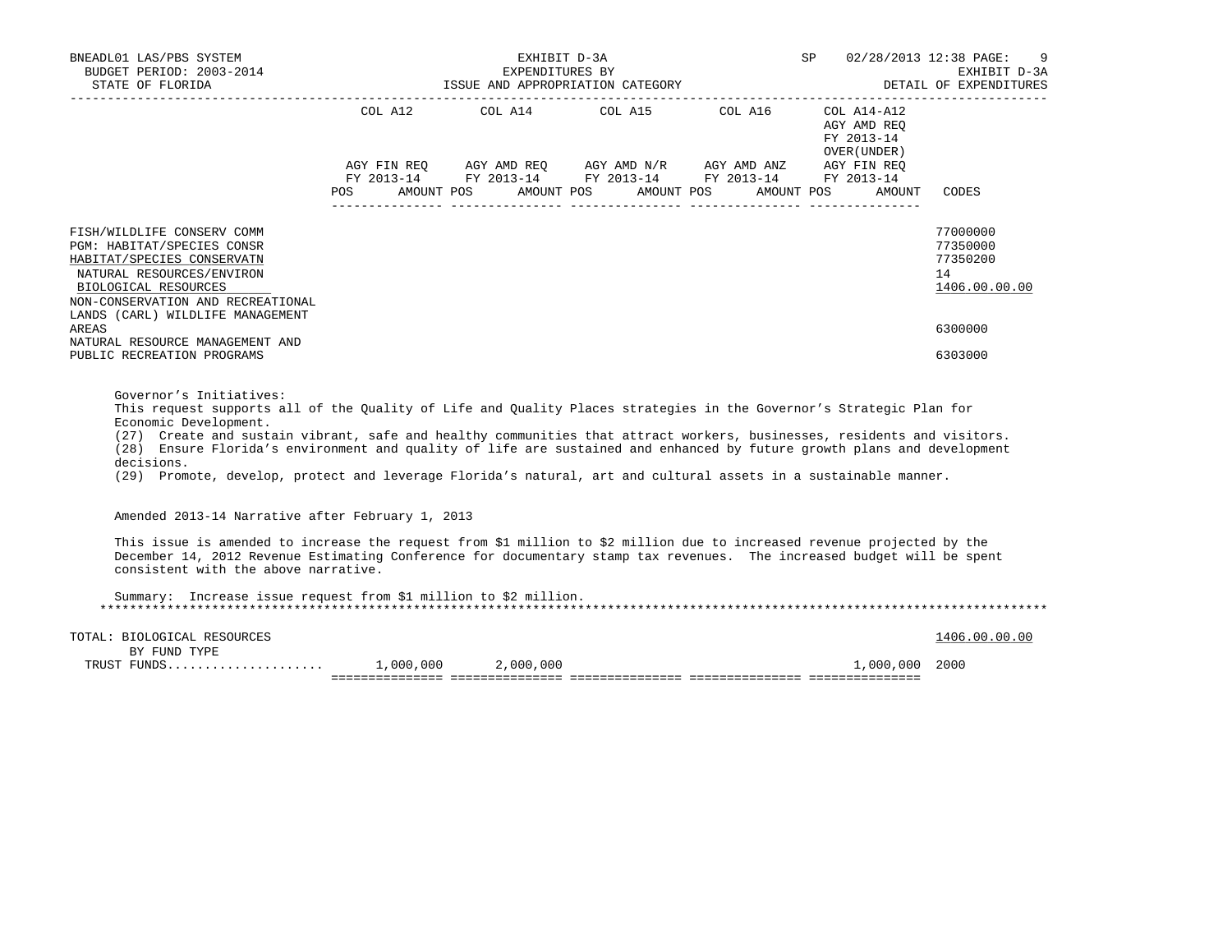| | COL A12 AGY FIN REQ FY 2013-14 | | COL A14 AGY AMD REQ FY 2013-14 | | COL A15 AGY AMD N/R FY 2013-14 | | COL A16 AGY AMD ANZ FY 2013-14 | | COL A14-A12 AGY AMD REQ FY 2013-14 OVER(UNDER) AGY FIN REQ FY 2013-14 | | |
|---|---|---|---|---|---|---|---|---|---|---|---|
| | POS | AMOUNT | POS | AMOUNT | POS | AMOUNT | POS | AMOUNT | POS | AMOUNT | CODES |
| FISH/WILDLIFE CONSERV COMM | | | | | | | | | | | 77000000 |
| PGM: HABITAT/SPECIES CONSR | | | | | | | | | | | 77350000 |
| HABITAT/SPECIES CONSERVATN | | | | | | | | | | | 77350200 |
| NATURAL RESOURCES/ENVIRON | | | | | | | | | | | 14 |
| BIOLOGICAL RESOURCES | | | | | | | | | | | 1406.00.00.00 |
| NON-CONSERVATION AND RECREATIONAL LANDS (CARL) WILDLIFE MANAGEMENT AREAS | | | | | | | | | | | 6300000 |
| NATURAL RESOURCE MANAGEMENT AND PUBLIC RECREATION PROGRAMS | | | | | | | | | | | 6303000 |

Governor's Initiatives:
This request supports all of the Quality of Life and Quality Places strategies in the Governor's Strategic Plan for Economic Development.
(27) Create and sustain vibrant, safe and healthy communities that attract workers, businesses, residents and visitors.
(28) Ensure Florida's environment and quality of life are sustained and enhanced by future growth plans and development decisions.
(29) Promote, develop, protect and leverage Florida's natural, art and cultural assets in a sustainable manner.

Amended 2013-14 Narrative after February 1, 2013

This issue is amended to increase the request from $1 million to $2 million due to increased revenue projected by the December 14, 2012 Revenue Estimating Conference for documentary stamp tax revenues. The increased budget will be spent consistent with the above narrative.

Summary: Increase issue request from $1 million to $2 million.

******************************************************************************************************************************

| | COL A12 | | COL A14 | | COL A15 | | COL A16 | | COL A14-A12 | | CODES |
|---|---|---|---|---|---|---|---|---|---|---|---|
| TOTAL: BIOLOGICAL RESOURCES | | | | | | | | | | | 1406.00.00.00 |
| BY FUND TYPE | | | | | | | | | | | |
| TRUST FUNDS..................... | | 1,000,000 | | 2,000,000 | | | | | | 1,000,000 | 2000 |